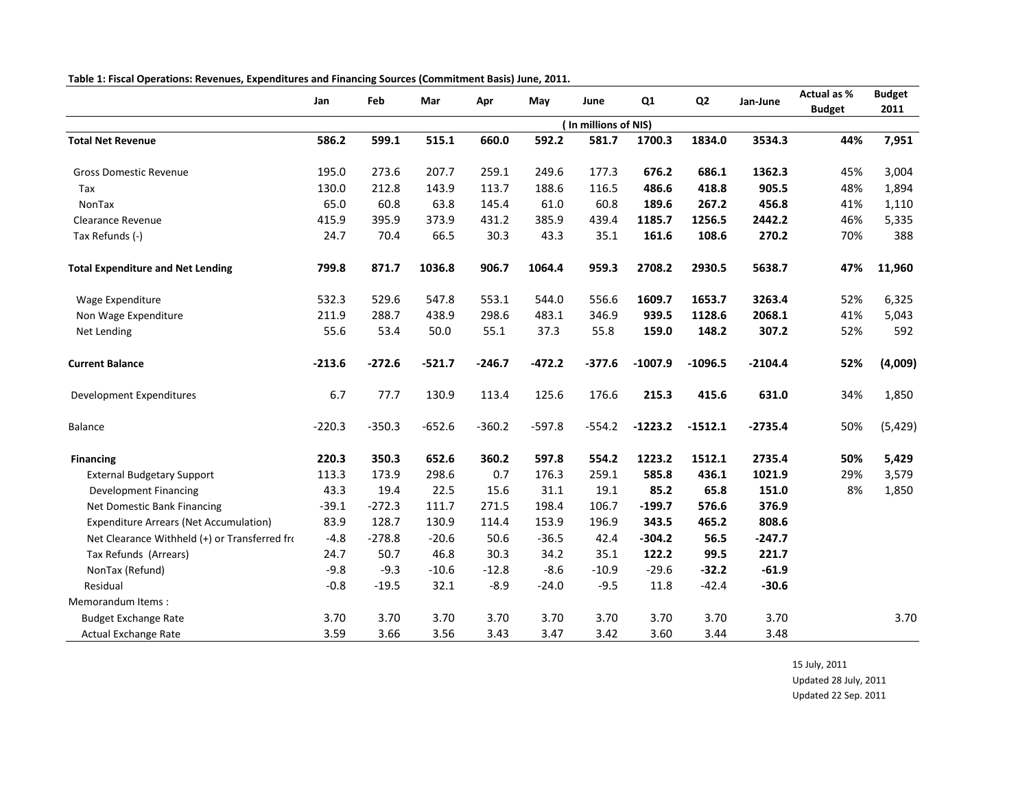**Table 1: Fiscal Operations: Revenues, Expenditures and Financing Sources (Commitment Basis) June, 2011.**

| | Jan | Feb | Mar | Apr | May | June | Q1 | Q2 | Jan-June | Actual as % Budget | Budget 2011 |
|---|---|---|---|---|---|---|---|---|---|---|---|
| | | | | | | ( In millions of NIS) | | | | | |
| **Total Net Revenue** | **586.2** | **599.1** | **515.1** | **660.0** | **592.2** | **581.7** | **1700.3** | **1834.0** | **3534.3** | **44%** | **7,951** |
| Gross Domestic Revenue | 195.0 | 273.6 | 207.7 | 259.1 | 249.6 | 177.3 | **676.2** | **686.1** | **1362.3** | 45% | 3,004 |
| Tax | 130.0 | 212.8 | 143.9 | 113.7 | 188.6 | 116.5 | **486.6** | **418.8** | **905.5** | 48% | 1,894 |
| NonTax | 65.0 | 60.8 | 63.8 | 145.4 | 61.0 | 60.8 | **189.6** | **267.2** | **456.8** | 41% | 1,110 |
| Clearance Revenue | 415.9 | 395.9 | 373.9 | 431.2 | 385.9 | 439.4 | **1185.7** | **1256.5** | **2442.2** | 46% | 5,335 |
| Tax Refunds (-) | 24.7 | 70.4 | 66.5 | 30.3 | 43.3 | 35.1 | **161.6** | **108.6** | **270.2** | 70% | 388 |
| **Total Expenditure and Net Lending** | **799.8** | **871.7** | **1036.8** | **906.7** | **1064.4** | **959.3** | **2708.2** | **2930.5** | **5638.7** | **47%** | **11,960** |
| Wage Expenditure | 532.3 | 529.6 | 547.8 | 553.1 | 544.0 | 556.6 | **1609.7** | **1653.7** | **3263.4** | 52% | 6,325 |
| Non Wage Expenditure | 211.9 | 288.7 | 438.9 | 298.6 | 483.1 | 346.9 | **939.5** | **1128.6** | **2068.1** | 41% | 5,043 |
| Net Lending | 55.6 | 53.4 | 50.0 | 55.1 | 37.3 | 55.8 | **159.0** | **148.2** | **307.2** | 52% | 592 |
| **Current Balance** | **-213.6** | **-272.6** | **-521.7** | **-246.7** | **-472.2** | **-377.6** | **-1007.9** | **-1096.5** | **-2104.4** | **52%** | **(4,009)** |
| Development Expenditures | 6.7 | 77.7 | 130.9 | 113.4 | 125.6 | 176.6 | **215.3** | **415.6** | **631.0** | 34% | 1,850 |
| Balance | -220.3 | -350.3 | -652.6 | -360.2 | -597.8 | -554.2 | **-1223.2** | **-1512.1** | **-2735.4** | 50% | (5,429) |
| **Financing** | **220.3** | **350.3** | **652.6** | **360.2** | **597.8** | **554.2** | **1223.2** | **1512.1** | **2735.4** | **50%** | **5,429** |
| External Budgetary Support | 113.3 | 173.9 | 298.6 | 0.7 | 176.3 | 259.1 | **585.8** | **436.1** | **1021.9** | 29% | 3,579 |
| Development Financing | 43.3 | 19.4 | 22.5 | 15.6 | 31.1 | 19.1 | **85.2** | **65.8** | **151.0** | 8% | 1,850 |
| Net Domestic Bank Financing | -39.1 | -272.3 | 111.7 | 271.5 | 198.4 | 106.7 | **-199.7** | **576.6** | **376.9** | | |
| Expenditure Arrears (Net Accumulation) | 83.9 | 128.7 | 130.9 | 114.4 | 153.9 | 196.9 | **343.5** | **465.2** | **808.6** | | |
| Net Clearance Withheld (+) or Transferred fro | -4.8 | -278.8 | -20.6 | 50.6 | -36.5 | 42.4 | **-304.2** | **56.5** | **-247.7** | | |
| Tax Refunds (Arrears) | 24.7 | 50.7 | 46.8 | 30.3 | 34.2 | 35.1 | **122.2** | **99.5** | **221.7** | | |
| NonTax (Refund) | -9.8 | -9.3 | -10.6 | -12.8 | -8.6 | -10.9 | -29.6 | **-32.2** | **-61.9** | | |
| Residual | -0.8 | -19.5 | 32.1 | -8.9 | -24.0 | -9.5 | 11.8 | -42.4 | **-30.6** | | |
| Memorandum Items : | | | | | | | | | | | |
| Budget Exchange Rate | 3.70 | 3.70 | 3.70 | 3.70 | 3.70 | 3.70 | 3.70 | 3.70 | 3.70 | | 3.70 |
| Actual Exchange Rate | 3.59 | 3.66 | 3.56 | 3.43 | 3.47 | 3.42 | 3.60 | 3.44 | 3.48 | | |

15 July, 2011
Updated 28 July, 2011
Updated 22 Sep. 2011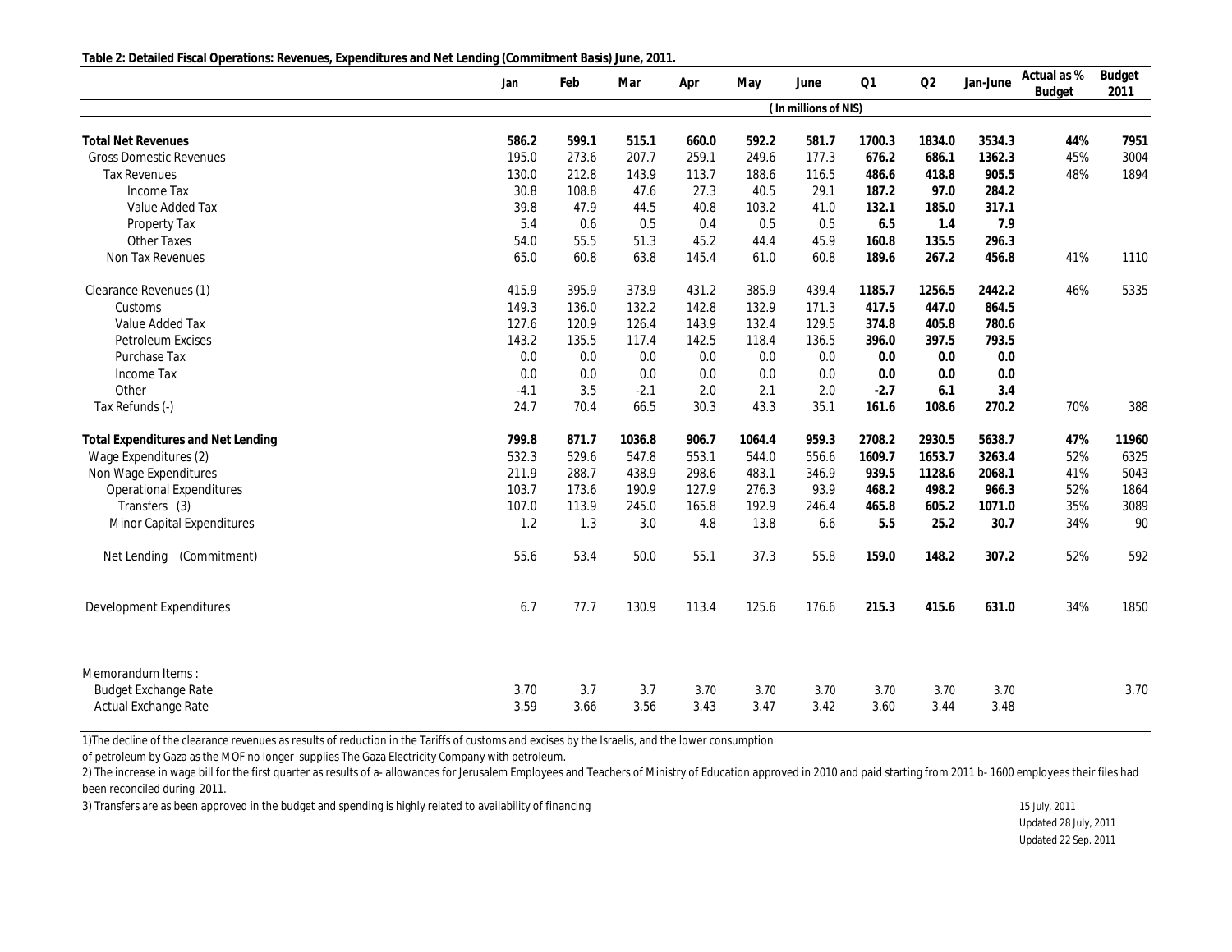**Table 2: Detailed Fiscal Operations: Revenues, Expenditures and Net Lending (Commitment Basis) June, 2011.**

| | Jan | Feb | Mar | Apr | May | June | Q1 | Q2 | Jan-June | Actual as % Budget | Budget 2011 |
|---|---|---|---|---|---|---|---|---|---|---|---|
| | | | | | | (In millions of NIS) | | | | | |
| **Total Net Revenues** | **586.2** | **599.1** | **515.1** | **660.0** | **592.2** | **581.7** | **1700.3** | **1834.0** | **3534.3** | **44%** | **7951** |
| Gross Domestic Revenues | 195.0 | 273.6 | 207.7 | 259.1 | 249.6 | 177.3 | **676.2** | **686.1** | **1362.3** | 45% | 3004 |
| Tax Revenues | 130.0 | 212.8 | 143.9 | 113.7 | 188.6 | 116.5 | **486.6** | **418.8** | **905.5** | 48% | 1894 |
| Income Tax | 30.8 | 108.8 | 47.6 | 27.3 | 40.5 | 29.1 | **187.2** | **97.0** | **284.2** | | |
| Value Added Tax | 39.8 | 47.9 | 44.5 | 40.8 | 103.2 | 41.0 | **132.1** | **185.0** | **317.1** | | |
| Property Tax | 5.4 | 0.6 | 0.5 | 0.4 | 0.5 | 0.5 | **6.5** | **1.4** | **7.9** | | |
| Other Taxes | 54.0 | 55.5 | 51.3 | 45.2 | 44.4 | 45.9 | **160.8** | **135.5** | **296.3** | | |
| Non Tax Revenues | 65.0 | 60.8 | 63.8 | 145.4 | 61.0 | 60.8 | **189.6** | **267.2** | **456.8** | 41% | 1110 |
| Clearance Revenues (1) | 415.9 | 395.9 | 373.9 | 431.2 | 385.9 | 439.4 | **1185.7** | **1256.5** | **2442.2** | 46% | 5335 |
| Customs | 149.3 | 136.0 | 132.2 | 142.8 | 132.9 | 171.3 | **417.5** | **447.0** | **864.5** | | |
| Value Added Tax | 127.6 | 120.9 | 126.4 | 143.9 | 132.4 | 129.5 | **374.8** | **405.8** | **780.6** | | |
| Petroleum Excises | 143.2 | 135.5 | 117.4 | 142.5 | 118.4 | 136.5 | **396.0** | **397.5** | **793.5** | | |
| Purchase Tax | 0.0 | 0.0 | 0.0 | 0.0 | 0.0 | 0.0 | **0.0** | **0.0** | **0.0** | | |
| Income Tax | 0.0 | 0.0 | 0.0 | 0.0 | 0.0 | 0.0 | **0.0** | **0.0** | **0.0** | | |
| Other | -4.1 | 3.5 | -2.1 | 2.0 | 2.1 | 2.0 | **-2.7** | **6.1** | **3.4** | | |
| Tax Refunds (-) | 24.7 | 70.4 | 66.5 | 30.3 | 43.3 | 35.1 | **161.6** | **108.6** | **270.2** | 70% | 388 |
| **Total Expenditures and Net Lending** | **799.8** | **871.7** | **1036.8** | **906.7** | **1064.4** | **959.3** | **2708.2** | **2930.5** | **5638.7** | **47%** | **11960** |
| Wage Expenditures (2) | 532.3 | 529.6 | 547.8 | 553.1 | 544.0 | 556.6 | **1609.7** | **1653.7** | **3263.4** | 52% | 6325 |
| Non Wage Expenditures | 211.9 | 288.7 | 438.9 | 298.6 | 483.1 | 346.9 | **939.5** | **1128.6** | **2068.1** | 41% | 5043 |
| Operational Expenditures | 103.7 | 173.6 | 190.9 | 127.9 | 276.3 | 93.9 | **468.2** | **498.2** | **966.3** | 52% | 1864 |
| Transfers (3) | 107.0 | 113.9 | 245.0 | 165.8 | 192.9 | 246.4 | **465.8** | **605.2** | **1071.0** | 35% | 3089 |
| Minor Capital Expenditures | 1.2 | 1.3 | 3.0 | 4.8 | 13.8 | 6.6 | **5.5** | **25.2** | **30.7** | 34% | 90 |
| Net Lending (Commitment) | 55.6 | 53.4 | 50.0 | 55.1 | 37.3 | 55.8 | **159.0** | **148.2** | **307.2** | 52% | 592 |
| Development Expenditures | 6.7 | 77.7 | 130.9 | 113.4 | 125.6 | 176.6 | **215.3** | **415.6** | **631.0** | 34% | 1850 |
| Memorandum Items : | | | | | | | | | | | |
| Budget Exchange Rate | 3.70 | 3.7 | 3.7 | 3.70 | 3.70 | 3.70 | 3.70 | 3.70 | 3.70 | | 3.70 |
| Actual Exchange Rate | 3.59 | 3.66 | 3.56 | 3.43 | 3.47 | 3.42 | 3.60 | 3.44 | 3.48 | | |

1)The decline of the clearance revenues as results of reduction in the Tariffs of customs and excises by the Israelis, and the lower consumption of petroleum by Gaza as the MOF no longer supplies The Gaza Electricity Company with petroleum.

2) The increase in wage bill for the first quarter as results of a- allowances for Jerusalem Employees and Teachers of Ministry of Education approved in 2010 and paid starting from 2011 b- 1600 employees their files had been reconciled during 2011.

3) Transfers are as been approved in the budget and spending is highly related to availability of financing

15 July, 2011
Updated 28 July, 2011
Updated 22 Sep. 2011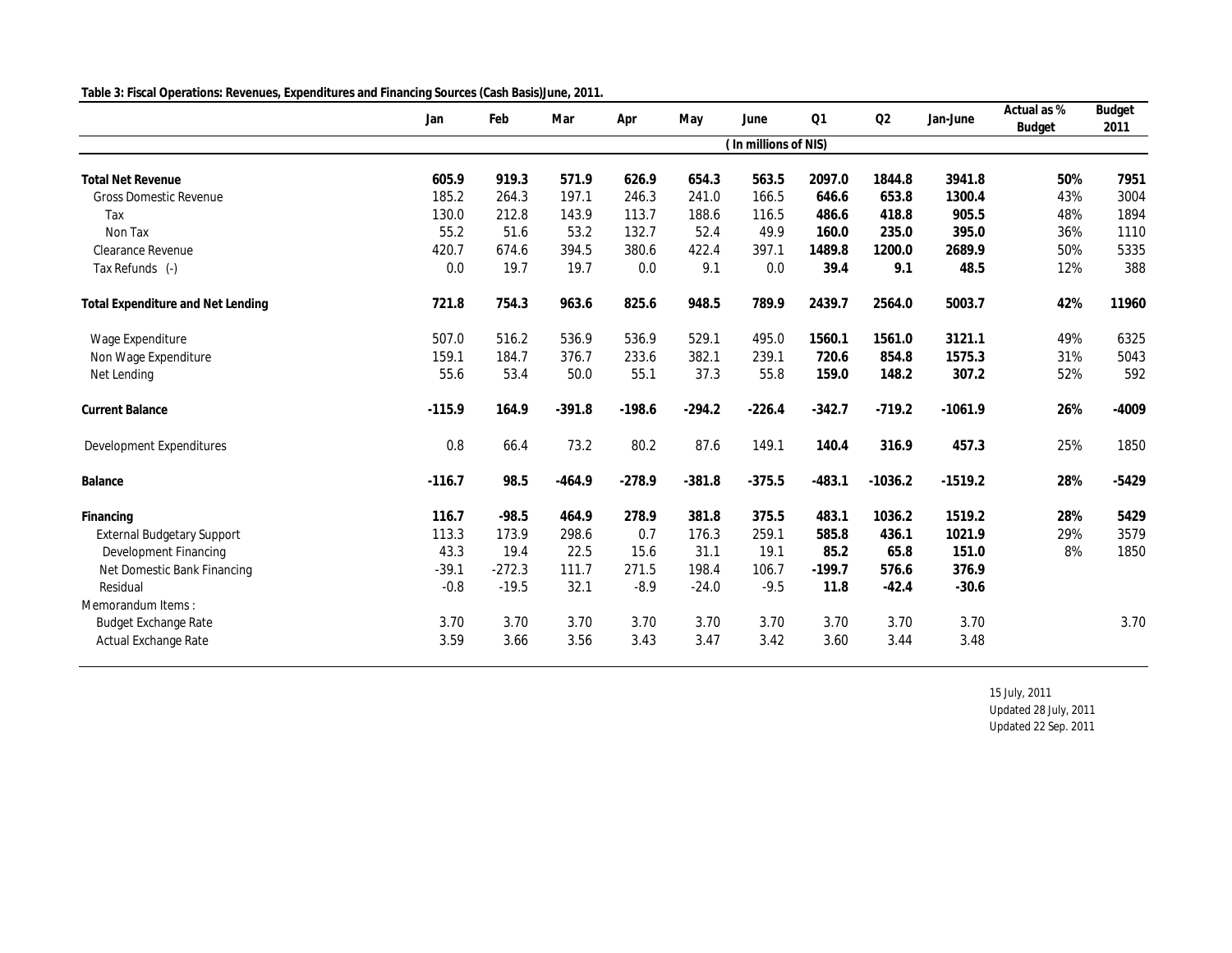**Table 3: Fiscal Operations: Revenues, Expenditures and Financing Sources (Cash Basis)June, 2011.**

| | Jan | Feb | Mar | Apr | May | June | Q1 | Q2 | Jan-June | Actual as % Budget | Budget 2011 |
|---|---|---|---|---|---|---|---|---|---|---|---|
| | | | | | | ( In millions of NIS) | | | | | |
| **Total Net Revenue** | **605.9** | **919.3** | **571.9** | **626.9** | **654.3** | **563.5** | **2097.0** | **1844.8** | **3941.8** | **50%** | **7951** |
| Gross Domestic Revenue | 185.2 | 264.3 | 197.1 | 246.3 | 241.0 | 166.5 | **646.6** | **653.8** | **1300.4** | 43% | 3004 |
| Tax | 130.0 | 212.8 | 143.9 | 113.7 | 188.6 | 116.5 | **486.6** | **418.8** | **905.5** | 48% | 1894 |
| Non Tax | 55.2 | 51.6 | 53.2 | 132.7 | 52.4 | 49.9 | **160.0** | **235.0** | **395.0** | 36% | 1110 |
| Clearance Revenue | 420.7 | 674.6 | 394.5 | 380.6 | 422.4 | 397.1 | **1489.8** | **1200.0** | **2689.9** | 50% | 5335 |
| Tax Refunds (-) | 0.0 | 19.7 | 19.7 | 0.0 | 9.1 | 0.0 | **39.4** | **9.1** | **48.5** | 12% | 388 |
| **Total Expenditure and Net Lending** | **721.8** | **754.3** | **963.6** | **825.6** | **948.5** | **789.9** | **2439.7** | **2564.0** | **5003.7** | **42%** | **11960** |
| Wage Expenditure | 507.0 | 516.2 | 536.9 | 536.9 | 529.1 | 495.0 | **1560.1** | **1561.0** | **3121.1** | 49% | 6325 |
| Non Wage Expenditure | 159.1 | 184.7 | 376.7 | 233.6 | 382.1 | 239.1 | **720.6** | **854.8** | **1575.3** | 31% | 5043 |
| Net Lending | 55.6 | 53.4 | 50.0 | 55.1 | 37.3 | 55.8 | **159.0** | **148.2** | **307.2** | 52% | 592 |
| **Current Balance** | **-115.9** | **164.9** | **-391.8** | **-198.6** | **-294.2** | **-226.4** | **-342.7** | **-719.2** | **-1061.9** | **26%** | **-4009** |
| Development Expenditures | 0.8 | 66.4 | 73.2 | 80.2 | 87.6 | 149.1 | **140.4** | **316.9** | **457.3** | 25% | 1850 |
| **Balance** | **-116.7** | **98.5** | **-464.9** | **-278.9** | **-381.8** | **-375.5** | **-483.1** | **-1036.2** | **-1519.2** | **28%** | **-5429** |
| **Financing** | **116.7** | **-98.5** | **464.9** | **278.9** | **381.8** | **375.5** | **483.1** | **1036.2** | **1519.2** | **28%** | **5429** |
| External Budgetary Support | 113.3 | 173.9 | 298.6 | 0.7 | 176.3 | 259.1 | **585.8** | **436.1** | **1021.9** | 29% | 3579 |
| Development Financing | 43.3 | 19.4 | 22.5 | 15.6 | 31.1 | 19.1 | **85.2** | **65.8** | **151.0** | 8% | 1850 |
| Net Domestic Bank Financing | -39.1 | -272.3 | 111.7 | 271.5 | 198.4 | 106.7 | **-199.7** | **576.6** | **376.9** | | |
| Residual | -0.8 | -19.5 | 32.1 | -8.9 | -24.0 | -9.5 | **11.8** | **-42.4** | **-30.6** | | |
| Memorandum Items : | | | | | | | | | | | |
| Budget Exchange Rate | 3.70 | 3.70 | 3.70 | 3.70 | 3.70 | 3.70 | 3.70 | 3.70 | 3.70 | | 3.70 |
| Actual Exchange Rate | 3.59 | 3.66 | 3.56 | 3.43 | 3.47 | 3.42 | 3.60 | 3.44 | 3.48 | | |

15 July, 2011
Updated 28 July, 2011
Updated 22 Sep. 2011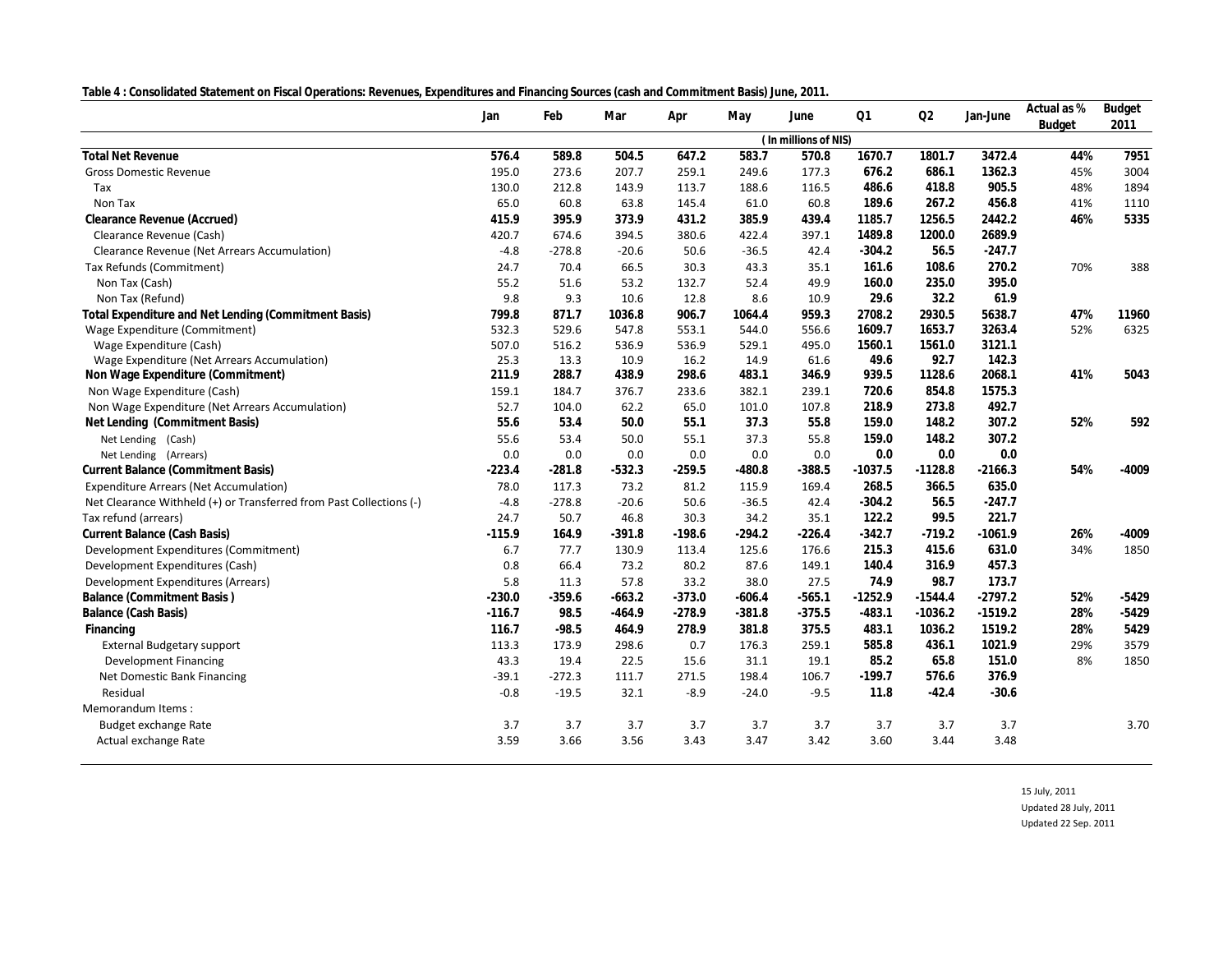**Table 4 : Consolidated Statement on Fiscal Operations: Revenues, Expenditures and Financing Sources (cash and Commitment Basis) June, 2011.**

| | Jan | Feb | Mar | Apr | May | June | Q1 | Q2 | Jan-June | Actual as % Budget | Budget 2011 |
|---|---|---|---|---|---|---|---|---|---|---|---|
| | | | | | | ( In millions of NIS) | | | | | |
| **Total Net Revenue** | **576.4** | **589.8** | **504.5** | **647.2** | **583.7** | **570.8** | **1670.7** | **1801.7** | **3472.4** | **44%** | **7951** |
| Gross Domestic Revenue | 195.0 | 273.6 | 207.7 | 259.1 | 249.6 | 177.3 | **676.2** | **686.1** | **1362.3** | 45% | 3004 |
| Tax | 130.0 | 212.8 | 143.9 | 113.7 | 188.6 | 116.5 | **486.6** | **418.8** | **905.5** | 48% | 1894 |
| Non Tax | 65.0 | 60.8 | 63.8 | 145.4 | 61.0 | 60.8 | **189.6** | **267.2** | **456.8** | 41% | 1110 |
| **Clearance Revenue (Accrued)** | **415.9** | **395.9** | **373.9** | **431.2** | **385.9** | **439.4** | **1185.7** | **1256.5** | **2442.2** | **46%** | **5335** |
| Clearance Revenue (Cash) | 420.7 | 674.6 | 394.5 | 380.6 | 422.4 | 397.1 | **1489.8** | **1200.0** | **2689.9** | | |
| Clearance Revenue (Net Arrears Accumulation) | -4.8 | -278.8 | -20.6 | 50.6 | -36.5 | 42.4 | **-304.2** | **56.5** | **-247.7** | | |
| Tax Refunds (Commitment) | 24.7 | 70.4 | 66.5 | 30.3 | 43.3 | 35.1 | **161.6** | **108.6** | **270.2** | 70% | 388 |
| Non Tax (Cash) | 55.2 | 51.6 | 53.2 | 132.7 | 52.4 | 49.9 | **160.0** | **235.0** | **395.0** | | |
| Non Tax (Refund) | 9.8 | 9.3 | 10.6 | 12.8 | 8.6 | 10.9 | **29.6** | **32.2** | **61.9** | | |
| **Total Expenditure and Net Lending (Commitment Basis)** | **799.8** | **871.7** | **1036.8** | **906.7** | **1064.4** | **959.3** | **2708.2** | **2930.5** | **5638.7** | **47%** | **11960** |
| Wage Expenditure (Commitment) | 532.3 | 529.6 | 547.8 | 553.1 | 544.0 | 556.6 | **1609.7** | **1653.7** | **3263.4** | 52% | 6325 |
| Wage Expenditure (Cash) | 507.0 | 516.2 | 536.9 | 536.9 | 529.1 | 495.0 | **1560.1** | **1561.0** | **3121.1** | | |
| Wage Expenditure (Net Arrears Accumulation) | 25.3 | 13.3 | 10.9 | 16.2 | 14.9 | 61.6 | **49.6** | **92.7** | **142.3** | | |
| **Non Wage Expenditure (Commitment)** | **211.9** | **288.7** | **438.9** | **298.6** | **483.1** | **346.9** | **939.5** | **1128.6** | **2068.1** | **41%** | **5043** |
| Non Wage Expenditure (Cash) | 159.1 | 184.7 | 376.7 | 233.6 | 382.1 | 239.1 | **720.6** | **854.8** | **1575.3** | | |
| Non Wage Expenditure (Net Arrears Accumulation) | 52.7 | 104.0 | 62.2 | 65.0 | 101.0 | 107.8 | **218.9** | **273.8** | **492.7** | | |
| **Net Lending (Commitment Basis)** | **55.6** | **53.4** | **50.0** | **55.1** | **37.3** | **55.8** | **159.0** | **148.2** | **307.2** | **52%** | **592** |
| Net Lending (Cash) | 55.6 | 53.4 | 50.0 | 55.1 | 37.3 | 55.8 | **159.0** | **148.2** | **307.2** | | |
| Net Lending (Arrears) | 0.0 | 0.0 | 0.0 | 0.0 | 0.0 | 0.0 | **0.0** | **0.0** | **0.0** | | |
| **Current Balance (Commitment Basis)** | **-223.4** | **-281.8** | **-532.3** | **-259.5** | **-480.8** | **-388.5** | **-1037.5** | **-1128.8** | **-2166.3** | **54%** | **-4009** |
| Expenditure Arrears (Net Accumulation) | 78.0 | 117.3 | 73.2 | 81.2 | 115.9 | 169.4 | **268.5** | **366.5** | **635.0** | | |
| Net Clearance Withheld (+) or Transferred from Past Collections (-) | -4.8 | -278.8 | -20.6 | 50.6 | -36.5 | 42.4 | **-304.2** | **56.5** | **-247.7** | | |
| Tax refund (arrears) | 24.7 | 50.7 | 46.8 | 30.3 | 34.2 | 35.1 | **122.2** | **99.5** | **221.7** | | |
| **Current Balance (Cash Basis)** | **-115.9** | **164.9** | **-391.8** | **-198.6** | **-294.2** | **-226.4** | **-342.7** | **-719.2** | **-1061.9** | **26%** | **-4009** |
| Development Expenditures (Commitment) | 6.7 | 77.7 | 130.9 | 113.4 | 125.6 | 176.6 | **215.3** | **415.6** | **631.0** | 34% | 1850 |
| Development Expenditures (Cash) | 0.8 | 66.4 | 73.2 | 80.2 | 87.6 | 149.1 | **140.4** | **316.9** | **457.3** | | |
| Development Expenditures (Arrears) | 5.8 | 11.3 | 57.8 | 33.2 | 38.0 | 27.5 | **74.9** | **98.7** | **173.7** | | |
| **Balance (Commitment Basis )** | **-230.0** | **-359.6** | **-663.2** | **-373.0** | **-606.4** | **-565.1** | **-1252.9** | **-1544.4** | **-2797.2** | **52%** | **-5429** |
| **Balance (Cash Basis)** | **-116.7** | **98.5** | **-464.9** | **-278.9** | **-381.8** | **-375.5** | **-483.1** | **-1036.2** | **-1519.2** | **28%** | **-5429** |
| **Financing** | **116.7** | **-98.5** | **464.9** | **278.9** | **381.8** | **375.5** | **483.1** | **1036.2** | **1519.2** | **28%** | **5429** |
| External Budgetary support | 113.3 | 173.9 | 298.6 | 0.7 | 176.3 | 259.1 | **585.8** | **436.1** | **1021.9** | 29% | 3579 |
| Development Financing | 43.3 | 19.4 | 22.5 | 15.6 | 31.1 | 19.1 | **85.2** | **65.8** | **151.0** | 8% | 1850 |
| Net Domestic Bank Financing | -39.1 | -272.3 | 111.7 | 271.5 | 198.4 | 106.7 | **-199.7** | **576.6** | **376.9** | | |
| Residual | -0.8 | -19.5 | 32.1 | -8.9 | -24.0 | -9.5 | **11.8** | **-42.4** | **-30.6** | | |
| Memorandum Items : | | | | | | | | | | | |
| Budget exchange Rate | 3.7 | 3.7 | 3.7 | 3.7 | 3.7 | 3.7 | 3.7 | 3.7 | 3.7 | | 3.70 |
| Actual exchange Rate | 3.59 | 3.66 | 3.56 | 3.43 | 3.47 | 3.42 | 3.60 | 3.44 | 3.48 | | |

15 July, 2011
Updated 28 July, 2011
Updated 22 Sep. 2011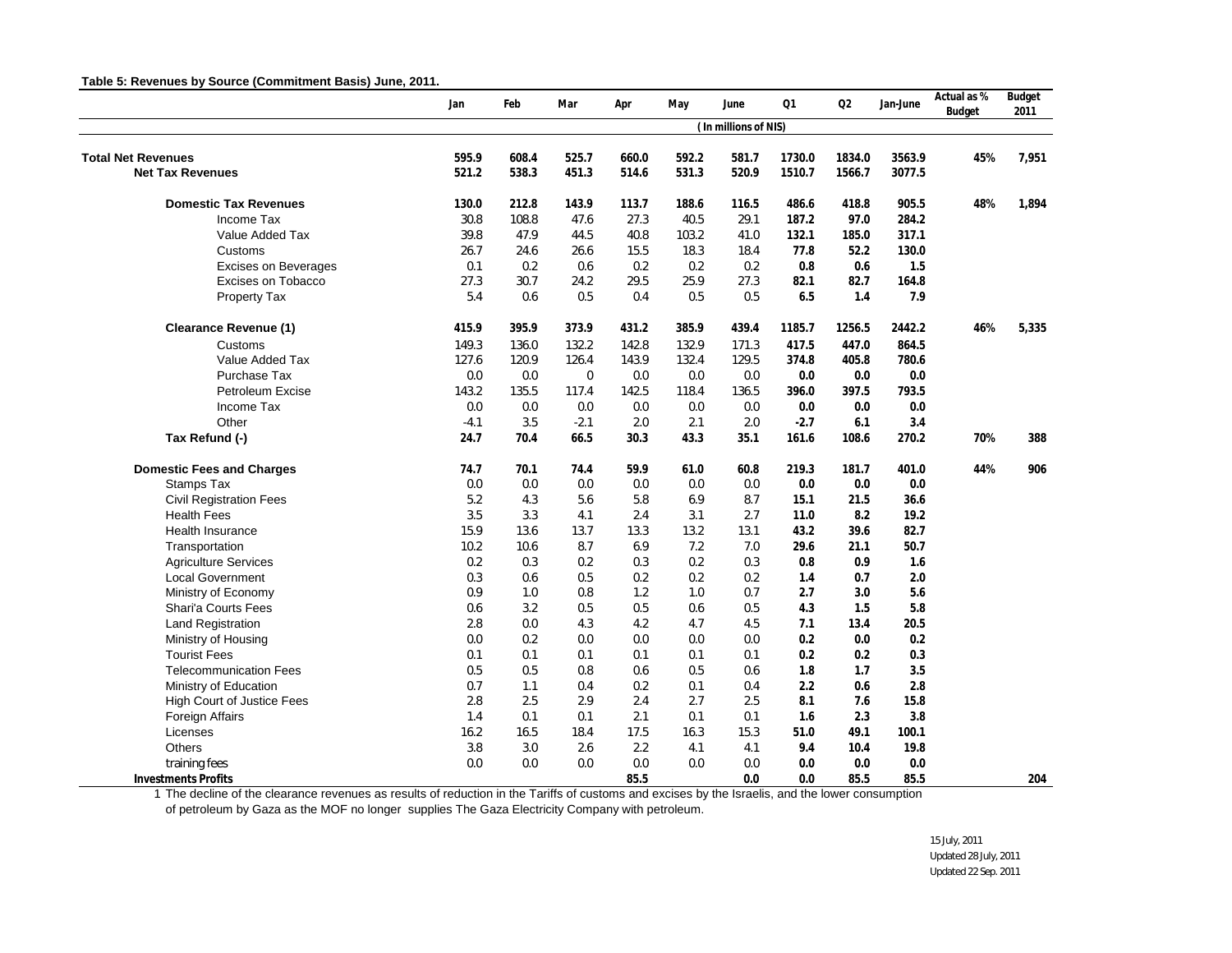**Table 5: Revenues by Source (Commitment Basis) June, 2011.**

| | Jan | Feb | Mar | Apr | May | June | Q1 | Q2 | Jan-June | Actual as % Budget | Budget 2011 |
|---|---|---|---|---|---|---|---|---|---|---|---|
| | | | | | | ( In millions of NIS) | | | | | |
| **Total Net Revenues** | **595.9** | **608.4** | **525.7** | **660.0** | **592.2** | **581.7** | **1730.0** | **1834.0** | **3563.9** | **45%** | **7,951** |
| **Net Tax Revenues** | **521.2** | **538.3** | **451.3** | **514.6** | **531.3** | **520.9** | **1510.7** | **1566.7** | **3077.5** | | |
| **Domestic Tax Revenues** | **130.0** | **212.8** | **143.9** | **113.7** | **188.6** | **116.5** | **486.6** | **418.8** | **905.5** | **48%** | **1,894** |
| Income Tax | 30.8 | 108.8 | 47.6 | 27.3 | 40.5 | 29.1 | **187.2** | **97.0** | **284.2** | | |
| Value Added Tax | 39.8 | 47.9 | 44.5 | 40.8 | 103.2 | 41.0 | **132.1** | **185.0** | **317.1** | | |
| Customs | 26.7 | 24.6 | 26.6 | 15.5 | 18.3 | 18.4 | **77.8** | **52.2** | **130.0** | | |
| Excises on Beverages | 0.1 | 0.2 | 0.6 | 0.2 | 0.2 | 0.2 | **0.8** | **0.6** | **1.5** | | |
| Excises on Tobacco | 27.3 | 30.7 | 24.2 | 29.5 | 25.9 | 27.3 | **82.1** | **82.7** | **164.8** | | |
| Property Tax | 5.4 | 0.6 | 0.5 | 0.4 | 0.5 | 0.5 | **6.5** | **1.4** | **7.9** | | |
| **Clearance Revenue (1)** | **415.9** | **395.9** | **373.9** | **431.2** | **385.9** | **439.4** | **1185.7** | **1256.5** | **2442.2** | **46%** | **5,335** |
| Customs | 149.3 | 136.0 | 132.2 | 142.8 | 132.9 | 171.3 | **417.5** | **447.0** | **864.5** | | |
| Value Added Tax | 127.6 | 120.9 | 126.4 | 143.9 | 132.4 | 129.5 | **374.8** | **405.8** | **780.6** | | |
| Purchase Tax | 0.0 | 0.0 | 0 | 0.0 | 0.0 | 0.0 | **0.0** | **0.0** | **0.0** | | |
| Petroleum Excise | 143.2 | 135.5 | 117.4 | 142.5 | 118.4 | 136.5 | **396.0** | **397.5** | **793.5** | | |
| Income Tax | 0.0 | 0.0 | 0.0 | 0.0 | 0.0 | 0.0 | **0.0** | **0.0** | **0.0** | | |
| Other | -4.1 | 3.5 | -2.1 | 2.0 | 2.1 | 2.0 | **-2.7** | **6.1** | **3.4** | | |
| **Tax Refund (-)** | **24.7** | **70.4** | **66.5** | **30.3** | **43.3** | **35.1** | **161.6** | **108.6** | **270.2** | **70%** | **388** |
| **Domestic Fees and Charges** | **74.7** | **70.1** | **74.4** | **59.9** | **61.0** | **60.8** | **219.3** | **181.7** | **401.0** | **44%** | **906** |
| Stamps Tax | 0.0 | 0.0 | 0.0 | 0.0 | 0.0 | 0.0 | **0.0** | **0.0** | **0.0** | | |
| Civil Registration Fees | 5.2 | 4.3 | 5.6 | 5.8 | 6.9 | 8.7 | **15.1** | **21.5** | **36.6** | | |
| Health Fees | 3.5 | 3.3 | 4.1 | 2.4 | 3.1 | 2.7 | **11.0** | **8.2** | **19.2** | | |
| Health Insurance | 15.9 | 13.6 | 13.7 | 13.3 | 13.2 | 13.1 | **43.2** | **39.6** | **82.7** | | |
| Transportation | 10.2 | 10.6 | 8.7 | 6.9 | 7.2 | 7.0 | **29.6** | **21.1** | **50.7** | | |
| Agriculture Services | 0.2 | 0.3 | 0.2 | 0.3 | 0.2 | 0.3 | **0.8** | **0.9** | **1.6** | | |
| Local Government | 0.3 | 0.6 | 0.5 | 0.2 | 0.2 | 0.2 | **1.4** | **0.7** | **2.0** | | |
| Ministry of Economy | 0.9 | 1.0 | 0.8 | 1.2 | 1.0 | 0.7 | **2.7** | **3.0** | **5.6** | | |
| Shari'a Courts Fees | 0.6 | 3.2 | 0.5 | 0.5 | 0.6 | 0.5 | **4.3** | **1.5** | **5.8** | | |
| Land Registration | 2.8 | 0.0 | 4.3 | 4.2 | 4.7 | 4.5 | **7.1** | **13.4** | **20.5** | | |
| Ministry of Housing | 0.0 | 0.2 | 0.0 | 0.0 | 0.0 | 0.0 | **0.2** | **0.0** | **0.2** | | |
| Tourist Fees | 0.1 | 0.1 | 0.1 | 0.1 | 0.1 | 0.1 | **0.2** | **0.2** | **0.3** | | |
| Telecommunication Fees | 0.5 | 0.5 | 0.8 | 0.6 | 0.5 | 0.6 | **1.8** | **1.7** | **3.5** | | |
| Ministry of Education | 0.7 | 1.1 | 0.4 | 0.2 | 0.1 | 0.4 | **2.2** | **0.6** | **2.8** | | |
| High Court of Justice Fees | 2.8 | 2.5 | 2.9 | 2.4 | 2.7 | 2.5 | **8.1** | **7.6** | **15.8** | | |
| Foreign Affairs | 1.4 | 0.1 | 0.1 | 2.1 | 0.1 | 0.1 | **1.6** | **2.3** | **3.8** | | |
| Licenses | 16.2 | 16.5 | 18.4 | 17.5 | 16.3 | 15.3 | **51.0** | **49.1** | **100.1** | | |
| Others | 3.8 | 3.0 | 2.6 | 2.2 | 4.1 | 4.1 | **9.4** | **10.4** | **19.8** | | |
| training fees | 0.0 | 0.0 | 0.0 | 0.0 | 0.0 | 0.0 | **0.0** | **0.0** | **0.0** | | |
| **Investments Profits** | | | | **85.5** | | **0.0** | **0.0** | **85.5** | **85.5** | | **204** |

1 The decline of the clearance revenues as results of reduction in the Tariffs of customs and excises by the Israelis, and the lower consumption of petroleum by Gaza as the MOF no longer supplies The Gaza Electricity Company with petroleum.

15 July, 2011
Updated 28 July, 2011
Updated 22 Sep. 2011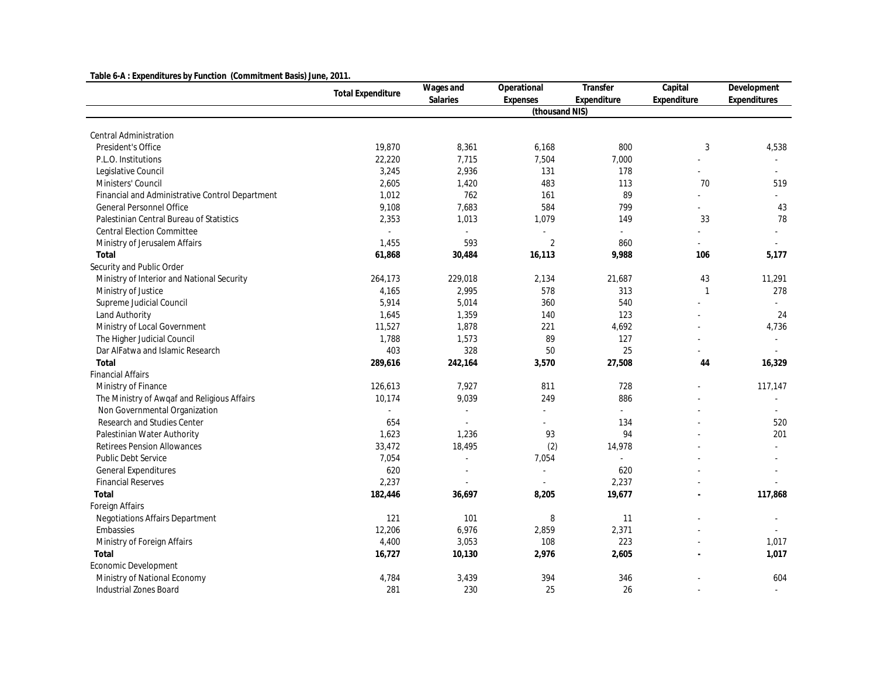**Table 6-A : Expenditures by Function (Commitment Basis) June, 2011.**

| | Total Expenditure | Wages and Salaries | Operational Expenses | Transfer Expenditure | Capital Expenditure | Development Expenditures |
|---|---|---|---|---|---|---|
| | (thousand NIS) | | | | | |
| Central Administration | | | | | | |
| President's Office | 19,870 | 8,361 | 6,168 | 800 | 3 | 4,538 |
| P.L.O. Institutions | 22,220 | 7,715 | 7,504 | 7,000 | - | - |
| Legislative Council | 3,245 | 2,936 | 131 | 178 | - | - |
| Ministers' Council | 2,605 | 1,420 | 483 | 113 | 70 | 519 |
| Financial and Administrative Control Department | 1,012 | 762 | 161 | 89 | - | - |
| General Personnel Office | 9,108 | 7,683 | 584 | 799 | - | 43 |
| Palestinian Central Bureau of Statistics | 2,353 | 1,013 | 1,079 | 149 | 33 | 78 |
| Central Election Committee | - | - | - | - | - | - |
| Ministry of Jerusalem Affairs | 1,455 | 593 | 2 | 860 | - | - |
| **Total** | **61,868** | **30,484** | **16,113** | **9,988** | **106** | **5,177** |
| Security and Public Order | | | | | | |
| Ministry of Interior and National Security | 264,173 | 229,018 | 2,134 | 21,687 | 43 | 11,291 |
| Ministry of Justice | 4,165 | 2,995 | 578 | 313 | 1 | 278 |
| Supreme Judicial Council | 5,914 | 5,014 | 360 | 540 | - | - |
| Land Authority | 1,645 | 1,359 | 140 | 123 | - | 24 |
| Ministry of Local Government | 11,527 | 1,878 | 221 | 4,692 | - | 4,736 |
| The Higher Judicial Council | 1,788 | 1,573 | 89 | 127 | - | - |
| Dar AlFatwa and Islamic Research | 403 | 328 | 50 | 25 | - | - |
| **Total** | **289,616** | **242,164** | **3,570** | **27,508** | **44** | **16,329** |
| Financial Affairs | | | | | | |
| Ministry of Finance | 126,613 | 7,927 | 811 | 728 | - | 117,147 |
| The Ministry of Awqaf and Religious Affairs | 10,174 | 9,039 | 249 | 886 | - | - |
| Non Governmental Organization | - | - | - | - | - | - |
| Research and Studies Center | 654 | - | - | 134 | - | 520 |
| Palestinian Water Authority | 1,623 | 1,236 | 93 | 94 | - | 201 |
| Retirees Pension Allowances | 33,472 | 18,495 | (2) | 14,978 | - | - |
| Public Debt Service | 7,054 | - | 7,054 | - | - | - |
| General Expenditures | 620 | - | - | 620 | - | - |
| Financial Reserves | 2,237 | - | - | 2,237 | - | - |
| **Total** | **182,446** | **36,697** | **8,205** | **19,677** | **-** | **117,868** |
| Foreign Affairs | | | | | | |
| Negotiations Affairs Department | 121 | 101 | 8 | 11 | - | - |
| Embassies | 12,206 | 6,976 | 2,859 | 2,371 | - | - |
| Ministry of Foreign Affairs | 4,400 | 3,053 | 108 | 223 | - | 1,017 |
| **Total** | **16,727** | **10,130** | **2,976** | **2,605** | **-** | **1,017** |
| Economic Development | | | | | | |
| Ministry of National Economy | 4,784 | 3,439 | 394 | 346 | - | 604 |
| Industrial Zones Board | 281 | 230 | 25 | 26 | - | - |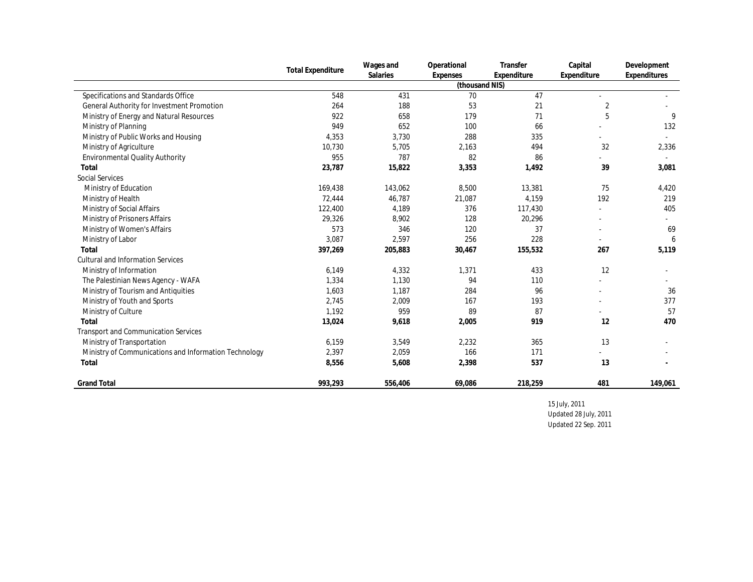| | Total Expenditure | Wages and Salaries | Operational Expenses | Transfer Expenditure | Capital Expenditure | Development Expenditures |
|---|---|---|---|---|---|---|
| | | | (thousand NIS) | | | |
| Specifications and Standards Office | 548 | 431 | 70 | 47 | - | - |
| General Authority for Investment Promotion | 264 | 188 | 53 | 21 | 2 | - |
| Ministry of Energy and Natural Resources | 922 | 658 | 179 | 71 | 5 | 9 |
| Ministry of Planning | 949 | 652 | 100 | 66 | - | 132 |
| Ministry of Public Works and Housing | 4,353 | 3,730 | 288 | 335 | - | - |
| Ministry of Agriculture | 10,730 | 5,705 | 2,163 | 494 | 32 | 2,336 |
| Environmental Quality Authority | 955 | 787 | 82 | 86 | - | - |
| **Total** | **23,787** | **15,822** | **3,353** | **1,492** | **39** | **3,081** |
| Social Services | | | | | | |
| Ministry of Education | 169,438 | 143,062 | 8,500 | 13,381 | 75 | 4,420 |
| Ministry of Health | 72,444 | 46,787 | 21,087 | 4,159 | 192 | 219 |
| Ministry of Social Affairs | 122,400 | 4,189 | 376 | 117,430 | - | 405 |
| Ministry of Prisoners Affairs | 29,326 | 8,902 | 128 | 20,296 | - | - |
| Ministry of Women's Affairs | 573 | 346 | 120 | 37 | - | 69 |
| Ministry of Labor | 3,087 | 2,597 | 256 | 228 | - | 6 |
| **Total** | **397,269** | **205,883** | **30,467** | **155,532** | **267** | **5,119** |
| Cultural and Information Services | | | | | | |
| Ministry of Information | 6,149 | 4,332 | 1,371 | 433 | 12 | - |
| The Palestinian News Agency - WAFA | 1,334 | 1,130 | 94 | 110 | - | - |
| Ministry of Tourism and Antiquities | 1,603 | 1,187 | 284 | 96 | - | 36 |
| Ministry of Youth and Sports | 2,745 | 2,009 | 167 | 193 | - | 377 |
| Ministry of Culture | 1,192 | 959 | 89 | 87 | - | 57 |
| **Total** | **13,024** | **9,618** | **2,005** | **919** | **12** | **470** |
| Transport and Communication Services | | | | | | |
| Ministry of Transportation | 6,159 | 3,549 | 2,232 | 365 | 13 | - |
| Ministry of Communications and Information Technology | 2,397 | 2,059 | 166 | 171 | - | - |
| **Total** | **8,556** | **5,608** | **2,398** | **537** | **13** | **-** |
| **Grand Total** | **993,293** | **556,406** | **69,086** | **218,259** | **481** | **149,061** |

15 July, 2011
Updated 28 July, 2011
Updated 22 Sep. 2011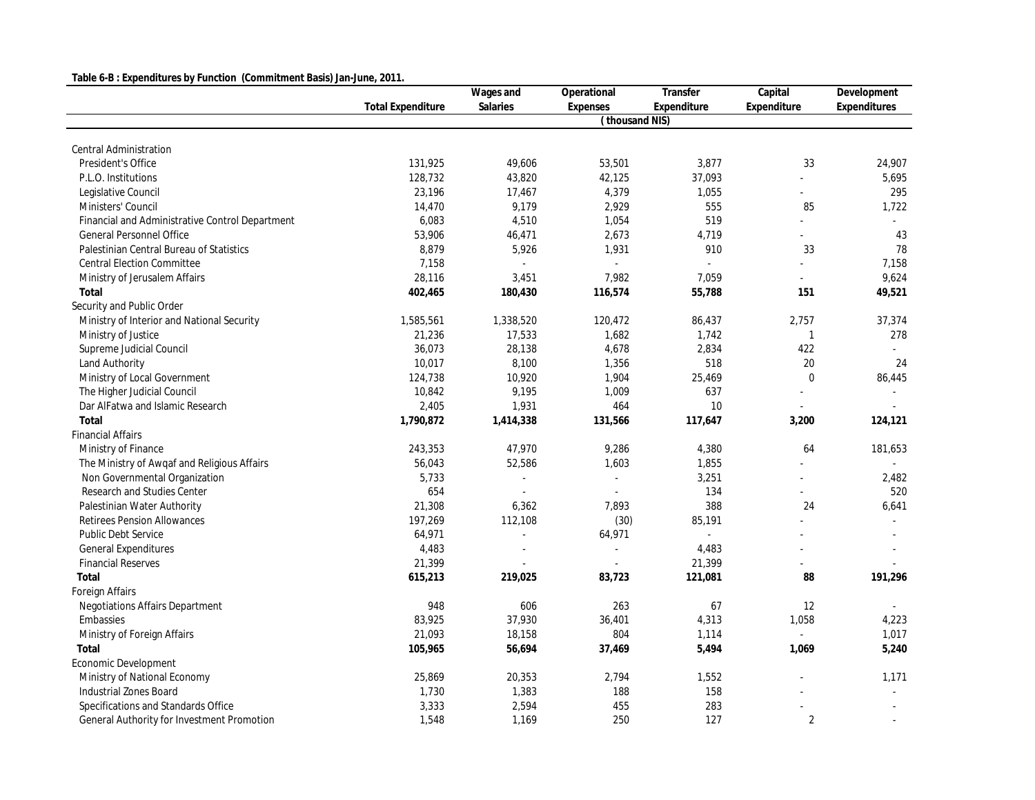**Table 6-B : Expenditures by Function (Commitment Basis) Jan-June, 2011.**

| | Total Expenditure | Wages and Salaries | Operational Expenses | Transfer Expenditure | Capital Expenditure | Development Expenditures |
|---|---|---|---|---|---|---|
| | | | ( thousand NIS) | | | |
| Central Administration | | | | | | |
| President's Office | 131,925 | 49,606 | 53,501 | 3,877 | 33 | 24,907 |
| P.L.O. Institutions | 128,732 | 43,820 | 42,125 | 37,093 | - | 5,695 |
| Legislative Council | 23,196 | 17,467 | 4,379 | 1,055 | - | 295 |
| Ministers' Council | 14,470 | 9,179 | 2,929 | 555 | 85 | 1,722 |
| Financial and Administrative Control Department | 6,083 | 4,510 | 1,054 | 519 | - | - |
| General Personnel Office | 53,906 | 46,471 | 2,673 | 4,719 | - | 43 |
| Palestinian Central Bureau of Statistics | 8,879 | 5,926 | 1,931 | 910 | 33 | 78 |
| Central Election Committee | 7,158 | - | - | - | - | 7,158 |
| Ministry of Jerusalem Affairs | 28,116 | 3,451 | 7,982 | 7,059 | - | 9,624 |
| **Total** | **402,465** | **180,430** | **116,574** | **55,788** | **151** | **49,521** |
| Security and Public Order | | | | | | |
| Ministry of Interior and National Security | 1,585,561 | 1,338,520 | 120,472 | 86,437 | 2,757 | 37,374 |
| Ministry of Justice | 21,236 | 17,533 | 1,682 | 1,742 | 1 | 278 |
| Supreme Judicial Council | 36,073 | 28,138 | 4,678 | 2,834 | 422 | - |
| Land Authority | 10,017 | 8,100 | 1,356 | 518 | 20 | 24 |
| Ministry of Local Government | 124,738 | 10,920 | 1,904 | 25,469 | 0 | 86,445 |
| The Higher Judicial Council | 10,842 | 9,195 | 1,009 | 637 | - | - |
| Dar AlFatwa and Islamic Research | 2,405 | 1,931 | 464 | 10 | - | - |
| **Total** | **1,790,872** | **1,414,338** | **131,566** | **117,647** | **3,200** | **124,121** |
| Financial Affairs | | | | | | |
| Ministry of Finance | 243,353 | 47,970 | 9,286 | 4,380 | 64 | 181,653 |
| The Ministry of Awqaf and Religious Affairs | 56,043 | 52,586 | 1,603 | 1,855 | - | - |
| Non Governmental Organization | 5,733 | - | - | 3,251 | - | 2,482 |
| Research and Studies Center | 654 | - | - | 134 | - | 520 |
| Palestinian Water Authority | 21,308 | 6,362 | 7,893 | 388 | 24 | 6,641 |
| Retirees Pension Allowances | 197,269 | 112,108 | (30) | 85,191 | - | - |
| Public Debt Service | 64,971 | - | 64,971 | - | - | - |
| General Expenditures | 4,483 | - | - | 4,483 | - | - |
| Financial Reserves | 21,399 | - | - | 21,399 | - | - |
| **Total** | **615,213** | **219,025** | **83,723** | **121,081** | **88** | **191,296** |
| Foreign Affairs | | | | | | |
| Negotiations Affairs Department | 948 | 606 | 263 | 67 | 12 | - |
| Embassies | 83,925 | 37,930 | 36,401 | 4,313 | 1,058 | 4,223 |
| Ministry of Foreign Affairs | 21,093 | 18,158 | 804 | 1,114 | - | 1,017 |
| **Total** | **105,965** | **56,694** | **37,469** | **5,494** | **1,069** | **5,240** |
| Economic Development | | | | | | |
| Ministry of National Economy | 25,869 | 20,353 | 2,794 | 1,552 | - | 1,171 |
| Industrial Zones Board | 1,730 | 1,383 | 188 | 158 | - | - |
| Specifications and Standards Office | 3,333 | 2,594 | 455 | 283 | - | - |
| General Authority for Investment Promotion | 1,548 | 1,169 | 250 | 127 | 2 | - |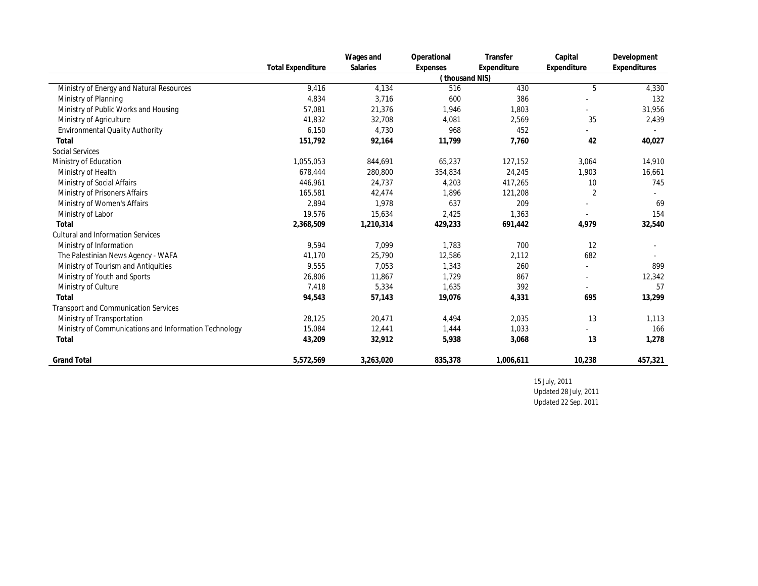| | Total Expenditure | Wages and Salaries | Operational Expenses | Transfer Expenditure | Capital Expenditure | Development Expenditures |
|---|---|---|---|---|---|---|
| | | | ( thousand NIS) | | | |
| Ministry of Energy and Natural Resources | 9,416 | 4,134 | 516 | 430 | 5 | 4,330 |
| Ministry of Planning | 4,834 | 3,716 | 600 | 386 | - | 132 |
| Ministry of Public Works and Housing | 57,081 | 21,376 | 1,946 | 1,803 | - | 31,956 |
| Ministry of Agriculture | 41,832 | 32,708 | 4,081 | 2,569 | 35 | 2,439 |
| Environmental Quality Authority | 6,150 | 4,730 | 968 | 452 | - | - |
| **Total** | **151,792** | **92,164** | **11,799** | **7,760** | **42** | **40,027** |
| Social Services | | | | | | |
| Ministry of Education | 1,055,053 | 844,691 | 65,237 | 127,152 | 3,064 | 14,910 |
| Ministry of Health | 678,444 | 280,800 | 354,834 | 24,245 | 1,903 | 16,661 |
| Ministry of Social Affairs | 446,961 | 24,737 | 4,203 | 417,265 | 10 | 745 |
| Ministry of Prisoners Affairs | 165,581 | 42,474 | 1,896 | 121,208 | 2 | - |
| Ministry of Women's Affairs | 2,894 | 1,978 | 637 | 209 | - | 69 |
| Ministry of Labor | 19,576 | 15,634 | 2,425 | 1,363 | - | 154 |
| **Total** | **2,368,509** | **1,210,314** | **429,233** | **691,442** | **4,979** | **32,540** |
| Cultural and Information Services | | | | | | |
| Ministry of Information | 9,594 | 7,099 | 1,783 | 700 | 12 | - |
| The Palestinian News Agency - WAFA | 41,170 | 25,790 | 12,586 | 2,112 | 682 | - |
| Ministry of Tourism and Antiquities | 9,555 | 7,053 | 1,343 | 260 | - | 899 |
| Ministry of Youth and Sports | 26,806 | 11,867 | 1,729 | 867 | - | 12,342 |
| Ministry of Culture | 7,418 | 5,334 | 1,635 | 392 | - | 57 |
| **Total** | **94,543** | **57,143** | **19,076** | **4,331** | **695** | **13,299** |
| Transport and Communication Services | | | | | | |
| Ministry of Transportation | 28,125 | 20,471 | 4,494 | 2,035 | 13 | 1,113 |
| Ministry of Communications and Information Technology | 15,084 | 12,441 | 1,444 | 1,033 | - | 166 |
| **Total** | **43,209** | **32,912** | **5,938** | **3,068** | **13** | **1,278** |
| **Grand Total** | **5,572,569** | **3,263,020** | **835,378** | **1,006,611** | **10,238** | **457,321** |

15 July, 2011
Updated 28 July, 2011
Updated 22 Sep. 2011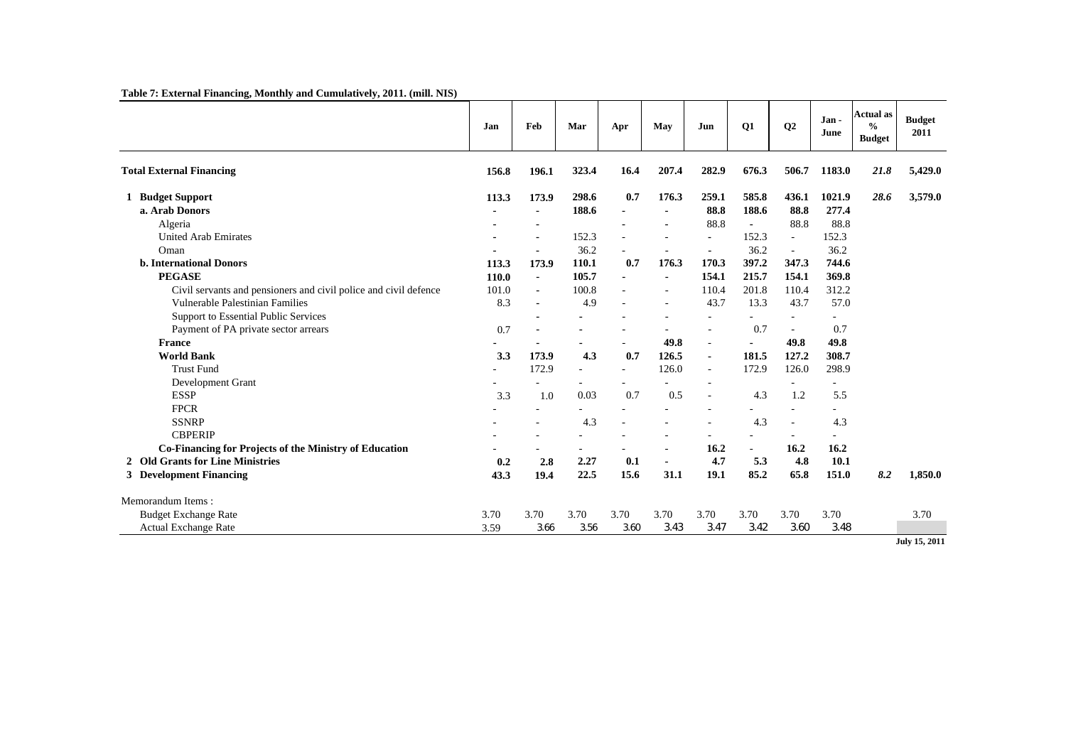**Table 7: External Financing, Monthly and Cumulatively, 2011. (mill. NIS)**

| | Jan | Feb | Mar | Apr | May | Jun | Q1 | Q2 | Jan - June | Actual as % Budget | Budget 2011 |
|---|---|---|---|---|---|---|---|---|---|---|---|
| **Total External Financing** | **156.8** | **196.1** | **323.4** | **16.4** | **207.4** | **282.9** | **676.3** | **506.7** | **1183.0** | ***21.8*** | **5,429.0** |
| **1 Budget Support** | **113.3** | **173.9** | **298.6** | **0.7** | **176.3** | **259.1** | **585.8** | **436.1** | **1021.9** | ***28.6*** | **3,579.0** |
| **a. Arab Donors** | - | - | **188.6** | - | - | **88.8** | **188.6** | **88.8** | **277.4** | | |
| Algeria | - | - | | - | - | 88.8 | - | 88.8 | 88.8 | | |
| United Arab Emirates | - | - | 152.3 | - | - | - | 152.3 | - | 152.3 | | |
| Oman | - | - | 36.2 | - | - | - | 36.2 | - | 36.2 | | |
| **b. International Donors** | **113.3** | **173.9** | **110.1** | **0.7** | **176.3** | **170.3** | **397.2** | **347.3** | **744.6** | | |
| **PEGASE** | **110.0** | - | **105.7** | - | - | **154.1** | **215.7** | **154.1** | **369.8** | | |
| Civil servants and pensioners and civil police and civil defence | 101.0 | - | 100.8 | - | - | 110.4 | 201.8 | 110.4 | 312.2 | | |
| Vulnerable Palestinian Families | 8.3 | - | 4.9 | - | - | 43.7 | 13.3 | 43.7 | 57.0 | | |
| Support to Essential Public Services | | - | - | - | - | - | - | - | - | | |
| Payment of PA private sector arrears | 0.7 | - | - | - | - | - | 0.7 | - | 0.7 | | |
| **France** | - | - | - | - | **49.8** | - | - | **49.8** | **49.8** | | |
| **World Bank** | **3.3** | **173.9** | **4.3** | **0.7** | **126.5** | - | **181.5** | **127.2** | **308.7** | | |
| Trust Fund | - | 172.9 | - | - | 126.0 | - | 172.9 | 126.0 | 298.9 | | |
| Development Grant | - | - | - | - | - | - | | - | - | | |
| ESSP | 3.3 | 1.0 | 0.03 | 0.7 | 0.5 | - | 4.3 | 1.2 | 5.5 | | |
| FPCR | - | - | - | - | - | - | - | - | - | | |
| SSNRP | - | - | 4.3 | - | - | - | 4.3 | - | 4.3 | | |
| CBPERIP | - | - | - | - | - | - | - | - | - | | |
| **Co-Financing for Projects of the Ministry of Education** | - | - | - | - | - | **16.2** | - | **16.2** | **16.2** | | |
| **2 Old Grants for Line Ministries** | **0.2** | **2.8** | **2.27** | **0.1** | - | **4.7** | **5.3** | **4.8** | **10.1** | | |
| **3 Development Financing** | **43.3** | **19.4** | **22.5** | **15.6** | **31.1** | **19.1** | **85.2** | **65.8** | **151.0** | ***8.2*** | **1,850.0** |
| Memorandum Items : | | | | | | | | | | | |
| Budget Exchange Rate | 3.70 | 3.70 | 3.70 | 3.70 | 3.70 | 3.70 | 3.70 | 3.70 | 3.70 | | 3.70 |
| Actual Exchange Rate | 3.59 | 3.66 | 3.56 | 3.60 | 3.43 | 3.47 | 3.42 | 3.60 | 3.48 | | |

**July 15, 2011**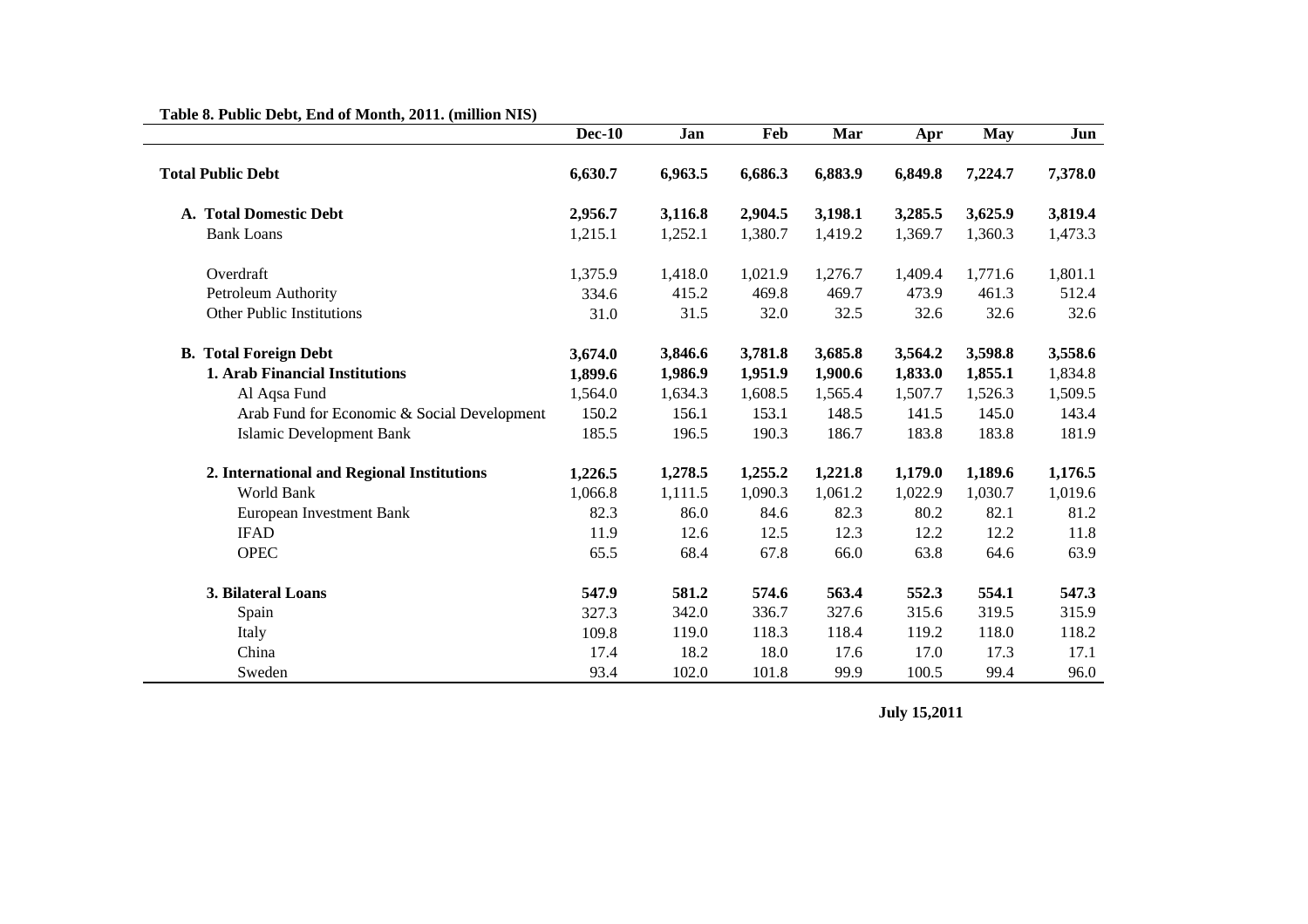**Table 8. Public Debt, End of Month, 2011. (million NIS)**

| | Dec-10 | Jan | Feb | Mar | Apr | May | Jun |
|---|---|---|---|---|---|---|---|
| **Total Public Debt** | **6,630.7** | **6,963.5** | **6,686.3** | **6,883.9** | **6,849.8** | **7,224.7** | **7,378.0** |
| **A. Total Domestic Debt** | **2,956.7** | **3,116.8** | **2,904.5** | **3,198.1** | **3,285.5** | **3,625.9** | **3,819.4** |
| Bank Loans | 1,215.1 | 1,252.1 | 1,380.7 | 1,419.2 | 1,369.7 | 1,360.3 | 1,473.3 |
| Overdraft | 1,375.9 | 1,418.0 | 1,021.9 | 1,276.7 | 1,409.4 | 1,771.6 | 1,801.1 |
| Petroleum Authority | 334.6 | 415.2 | 469.8 | 469.7 | 473.9 | 461.3 | 512.4 |
| Other Public Institutions | 31.0 | 31.5 | 32.0 | 32.5 | 32.6 | 32.6 | 32.6 |
| **B. Total Foreign Debt** | **3,674.0** | **3,846.6** | **3,781.8** | **3,685.8** | **3,564.2** | **3,598.8** | **3,558.6** |
| **1. Arab Financial Institutions** | **1,899.6** | **1,986.9** | **1,951.9** | **1,900.6** | **1,833.0** | **1,855.1** | 1,834.8 |
| Al Aqsa Fund | 1,564.0 | 1,634.3 | 1,608.5 | 1,565.4 | 1,507.7 | 1,526.3 | 1,509.5 |
| Arab Fund for Economic & Social Development | 150.2 | 156.1 | 153.1 | 148.5 | 141.5 | 145.0 | 143.4 |
| Islamic Development Bank | 185.5 | 196.5 | 190.3 | 186.7 | 183.8 | 183.8 | 181.9 |
| **2. International and Regional Institutions** | **1,226.5** | **1,278.5** | **1,255.2** | **1,221.8** | **1,179.0** | **1,189.6** | **1,176.5** |
| World Bank | 1,066.8 | 1,111.5 | 1,090.3 | 1,061.2 | 1,022.9 | 1,030.7 | 1,019.6 |
| European Investment Bank | 82.3 | 86.0 | 84.6 | 82.3 | 80.2 | 82.1 | 81.2 |
| IFAD | 11.9 | 12.6 | 12.5 | 12.3 | 12.2 | 12.2 | 11.8 |
| OPEC | 65.5 | 68.4 | 67.8 | 66.0 | 63.8 | 64.6 | 63.9 |
| **3. Bilateral Loans** | **547.9** | **581.2** | **574.6** | **563.4** | **552.3** | **554.1** | **547.3** |
| Spain | 327.3 | 342.0 | 336.7 | 327.6 | 315.6 | 319.5 | 315.9 |
| Italy | 109.8 | 119.0 | 118.3 | 118.4 | 119.2 | 118.0 | 118.2 |
| China | 17.4 | 18.2 | 18.0 | 17.6 | 17.0 | 17.3 | 17.1 |
| Sweden | 93.4 | 102.0 | 101.8 | 99.9 | 100.5 | 99.4 | 96.0 |

**July 15,2011**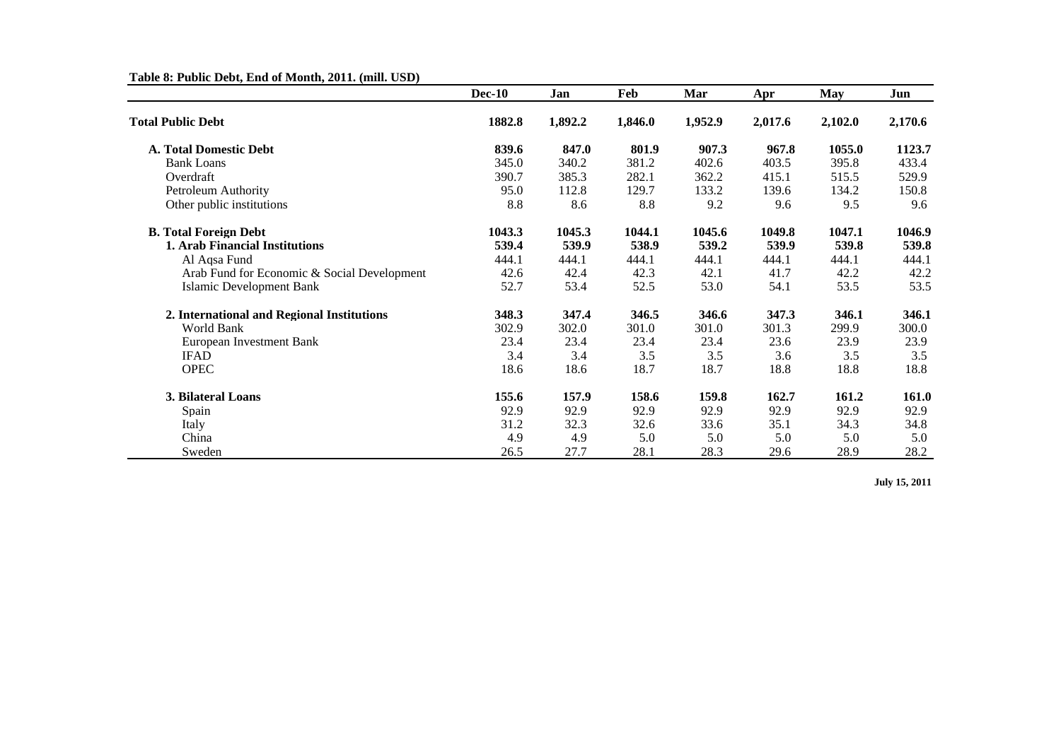**Table 8: Public Debt, End of Month, 2011. (mill. USD)**

| | Dec-10 | Jan | Feb | Mar | Apr | May | Jun |
|---|---|---|---|---|---|---|---|
| **Total Public Debt** | **1882.8** | **1,892.2** | **1,846.0** | **1,952.9** | **2,017.6** | **2,102.0** | **2,170.6** |
| **A. Total Domestic Debt** | **839.6** | **847.0** | **801.9** | **907.3** | **967.8** | **1055.0** | **1123.7** |
| Bank Loans | 345.0 | 340.2 | 381.2 | 402.6 | 403.5 | 395.8 | 433.4 |
| Overdraft | 390.7 | 385.3 | 282.1 | 362.2 | 415.1 | 515.5 | 529.9 |
| Petroleum Authority | 95.0 | 112.8 | 129.7 | 133.2 | 139.6 | 134.2 | 150.8 |
| Other public institutions | 8.8 | 8.6 | 8.8 | 9.2 | 9.6 | 9.5 | 9.6 |
| **B. Total Foreign Debt** | **1043.3** | **1045.3** | **1044.1** | **1045.6** | **1049.8** | **1047.1** | **1046.9** |
| **1. Arab Financial Institutions** | **539.4** | **539.9** | **538.9** | **539.2** | **539.9** | **539.8** | **539.8** |
| Al Aqsa Fund | 444.1 | 444.1 | 444.1 | 444.1 | 444.1 | 444.1 | 444.1 |
| Arab Fund for Economic & Social Development | 42.6 | 42.4 | 42.3 | 42.1 | 41.7 | 42.2 | 42.2 |
| Islamic Development Bank | 52.7 | 53.4 | 52.5 | 53.0 | 54.1 | 53.5 | 53.5 |
| **2. International and Regional Institutions** | **348.3** | **347.4** | **346.5** | **346.6** | **347.3** | **346.1** | **346.1** |
| World Bank | 302.9 | 302.0 | 301.0 | 301.0 | 301.3 | 299.9 | 300.0 |
| European Investment Bank | 23.4 | 23.4 | 23.4 | 23.4 | 23.6 | 23.9 | 23.9 |
| IFAD | 3.4 | 3.4 | 3.5 | 3.5 | 3.6 | 3.5 | 3.5 |
| OPEC | 18.6 | 18.6 | 18.7 | 18.7 | 18.8 | 18.8 | 18.8 |
| **3. Bilateral Loans** | **155.6** | **157.9** | **158.6** | **159.8** | **162.7** | **161.2** | **161.0** |
| Spain | 92.9 | 92.9 | 92.9 | 92.9 | 92.9 | 92.9 | 92.9 |
| Italy | 31.2 | 32.3 | 32.6 | 33.6 | 35.1 | 34.3 | 34.8 |
| China | 4.9 | 4.9 | 5.0 | 5.0 | 5.0 | 5.0 | 5.0 |
| Sweden | 26.5 | 27.7 | 28.1 | 28.3 | 29.6 | 28.9 | 28.2 |

**July 15, 2011**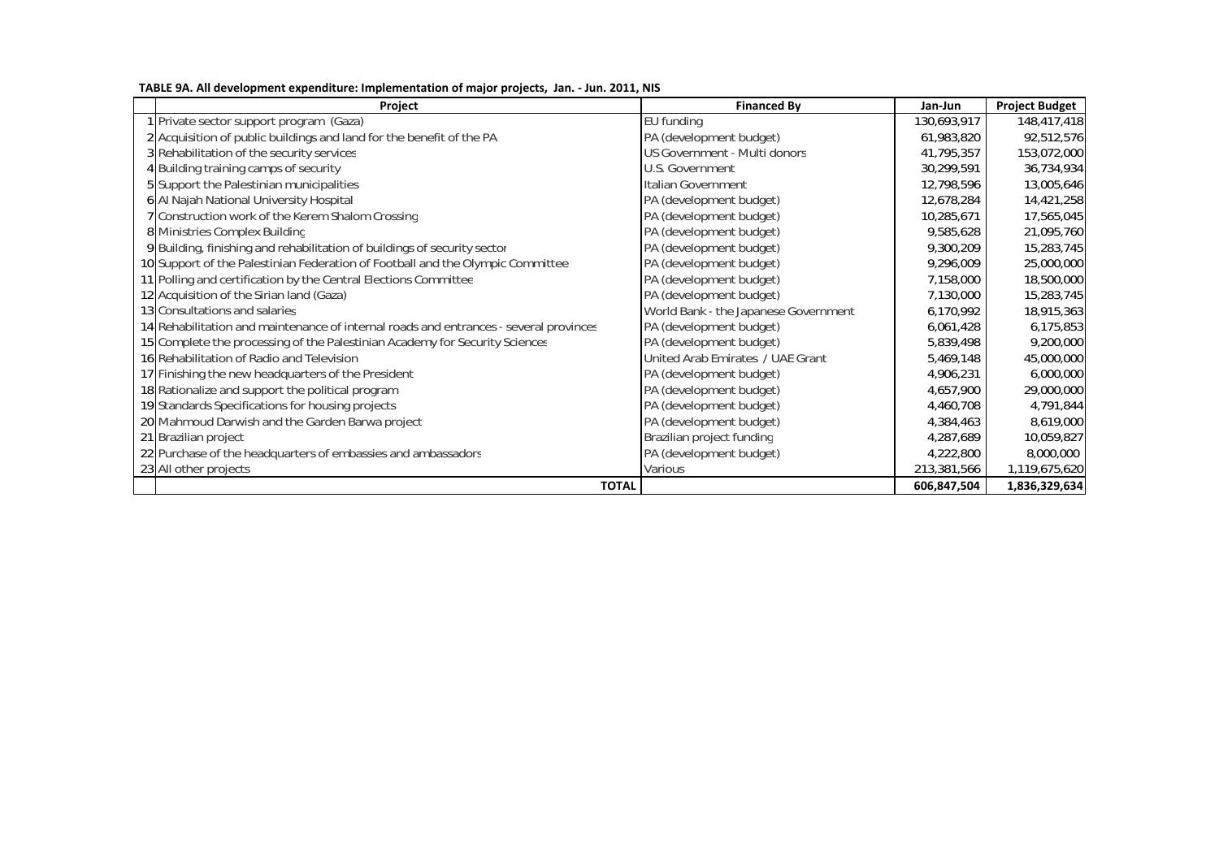**TABLE 9A. All development expenditure: Implementation of major projects, Jan. - Jun. 2011, NIS**

| | Project | Financed By | Jan-Jun | Project Budget |
|---|---|---|---|---|
| 1 | Private sector support program (Gaza) | EU funding | 130,693,917 | 148,417,418 |
| 2 | Acquisition of public buildings and land for the benefit of the PA | PA (development budget) | 61,983,820 | 92,512,576 |
| 3 | Rehabilitation of the security services | US Government - Multi donors | 41,795,357 | 153,072,000 |
| 4 | Building training camps of security | U.S. Government | 30,299,591 | 36,734,934 |
| 5 | Support the Palestinian municipalities | Italian Government | 12,798,596 | 13,005,646 |
| 6 | Al Najah National University Hospital | PA (development budget) | 12,678,284 | 14,421,258 |
| 7 | Construction work of the Kerem Shalom Crossing | PA (development budget) | 10,285,671 | 17,565,045 |
| 8 | Ministries Complex Building | PA (development budget) | 9,585,628 | 21,095,760 |
| 9 | Building, finishing and rehabilitation of buildings of security sector | PA (development budget) | 9,300,209 | 15,283,745 |
| 10 | Support of the Palestinian Federation of Football and the Olympic Committee | PA (development budget) | 9,296,009 | 25,000,000 |
| 11 | Polling and certification by the Central Elections Committee | PA (development budget) | 7,158,000 | 18,500,000 |
| 12 | Acquisition of the Sirian land (Gaza) | PA (development budget) | 7,130,000 | 15,283,745 |
| 13 | Consultations and salaries | World Bank - the Japanese Government | 6,170,992 | 18,915,363 |
| 14 | Rehabilitation and maintenance of internal roads and entrances - several provinces | PA (development budget) | 6,061,428 | 6,175,853 |
| 15 | Complete the processing of the Palestinian Academy for Security Sciences | PA (development budget) | 5,839,498 | 9,200,000 |
| 16 | Rehabilitation of Radio and Television | United Arab Emirates / UAE Grant | 5,469,148 | 45,000,000 |
| 17 | Finishing the new headquarters of the President | PA (development budget) | 4,906,231 | 6,000,000 |
| 18 | Rationalize and support the political program | PA (development budget) | 4,657,900 | 29,000,000 |
| 19 | Standards Specifications for housing projects | PA (development budget) | 4,460,708 | 4,791,844 |
| 20 | Mahmoud Darwish and the Garden Barwa project | PA (development budget) | 4,384,463 | 8,619,000 |
| 21 | Brazilian project | Brazilian project funding | 4,287,689 | 10,059,827 |
| 22 | Purchase of the headquarters of embassies and ambassadors | PA (development budget) | 4,222,800 | 8,000,000 |
| 23 | All other projects | Various | 213,381,566 | 1,119,675,620 |
| | **TOTAL** | | **606,847,504** | **1,836,329,634** |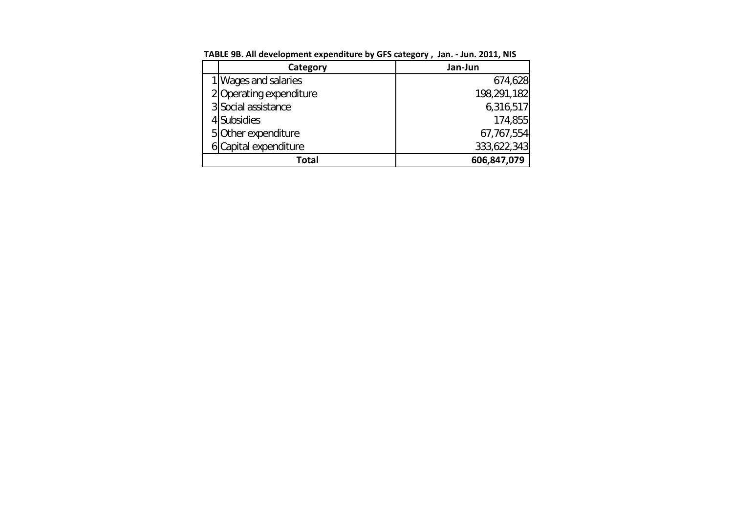**TABLE 9B. All development expenditure by GFS category , Jan. - Jun. 2011, NIS**

| | Category | Jan-Jun |
|---|---|---|
| 1 | Wages and salaries | 674,628 |
| 2 | Operating expenditure | 198,291,182 |
| 3 | Social assistance | 6,316,517 |
| 4 | Subsidies | 174,855 |
| 5 | Other expenditure | 67,767,554 |
| 6 | Capital expenditure | 333,622,343 |
| | **Total** | **606,847,079** |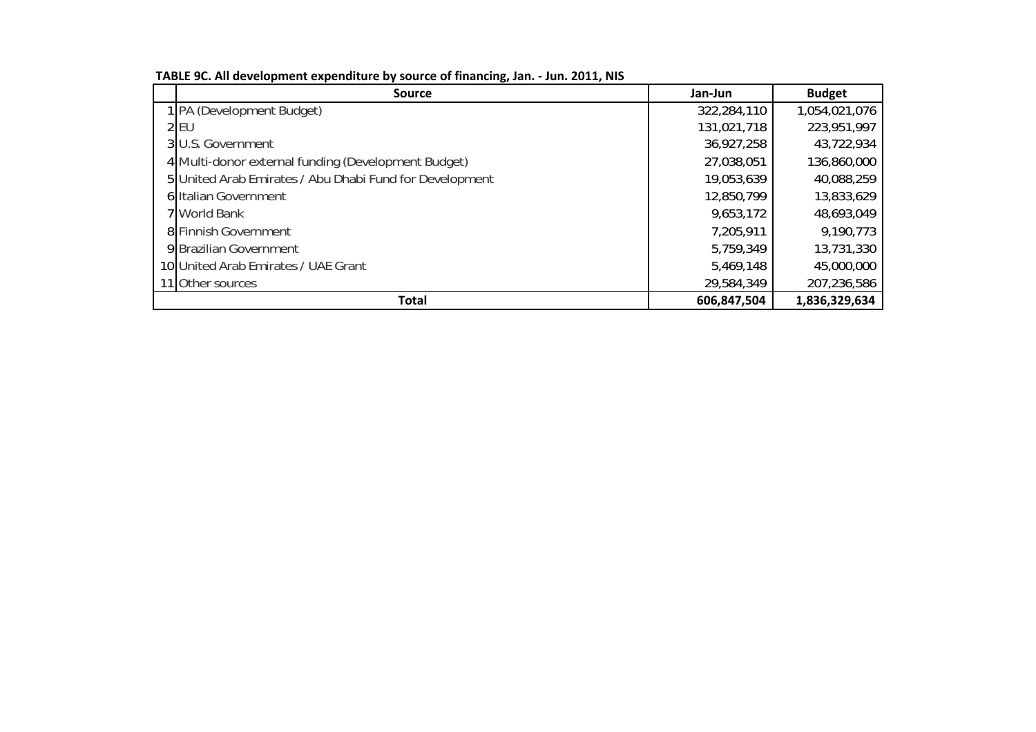**TABLE 9C. All development expenditure by source of financing, Jan. - Jun. 2011, NIS**

| | Source | Jan-Jun | Budget |
|---|---|---|---|
| 1 | PA (Development Budget) | 322,284,110 | 1,054,021,076 |
| 2 | EU | 131,021,718 | 223,951,997 |
| 3 | U.S. Government | 36,927,258 | 43,722,934 |
| 4 | Multi-donor external funding (Development Budget) | 27,038,051 | 136,860,000 |
| 5 | United Arab Emirates / Abu Dhabi Fund for Development | 19,053,639 | 40,088,259 |
| 6 | Italian Government | 12,850,799 | 13,833,629 |
| 7 | World Bank | 9,653,172 | 48,693,049 |
| 8 | Finnish Government | 7,205,911 | 9,190,773 |
| 9 | Brazilian Government | 5,759,349 | 13,731,330 |
| 10 | United Arab Emirates / UAE Grant | 5,469,148 | 45,000,000 |
| 11 | Other sources | 29,584,349 | 207,236,586 |
| | **Total** | **606,847,504** | **1,836,329,634** |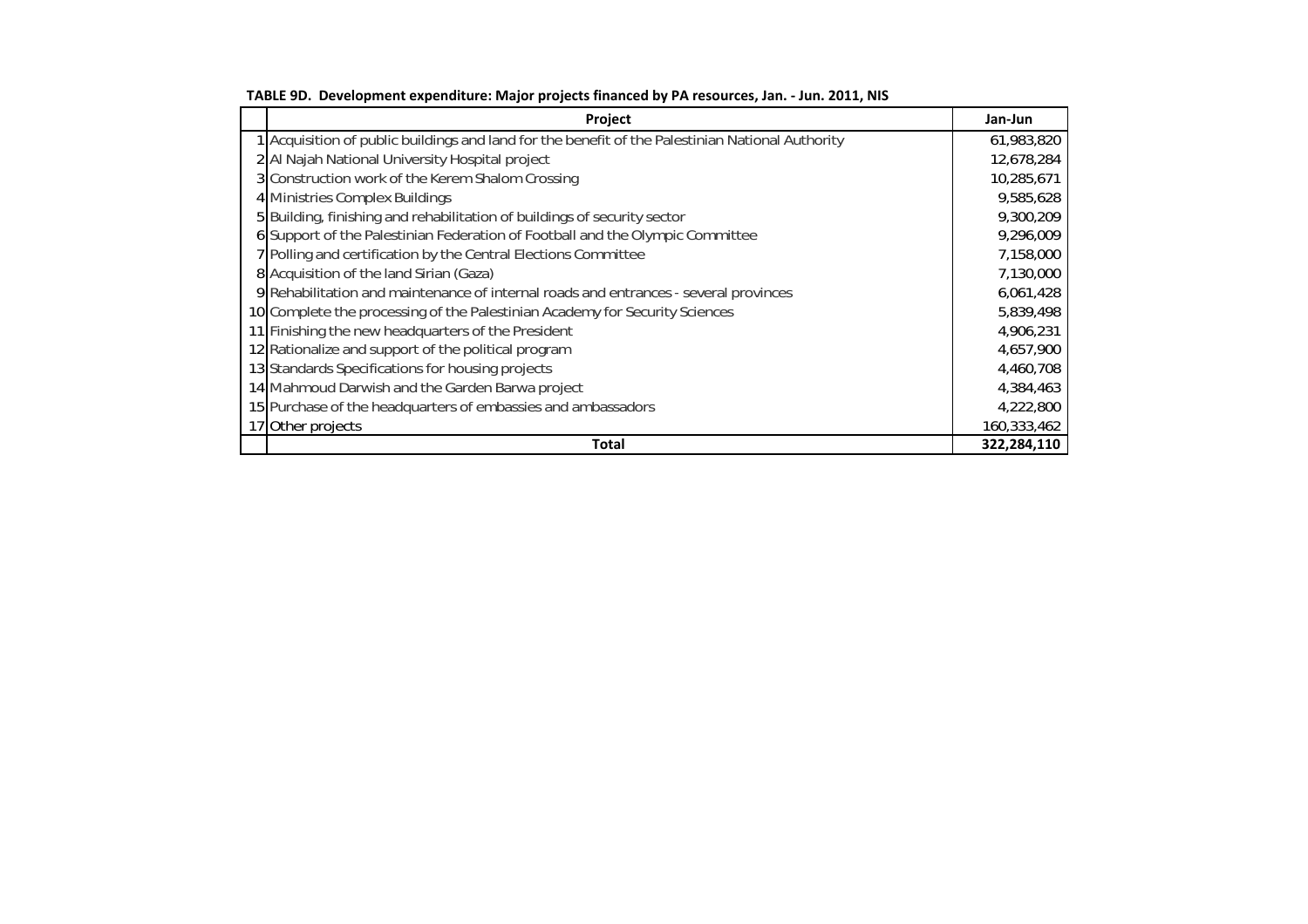**TABLE 9D. Development expenditure: Major projects financed by PA resources, Jan. - Jun. 2011, NIS**

| | Project | Jan-Jun |
|---|---|---|
| 1 | Acquisition of public buildings and land for the benefit of the Palestinian National Authority | 61,983,820 |
| 2 | Al Najah National University Hospital project | 12,678,284 |
| 3 | Construction work of the Kerem Shalom Crossing | 10,285,671 |
| 4 | Ministries Complex Buildings | 9,585,628 |
| 5 | Building, finishing and rehabilitation of buildings of security sector | 9,300,209 |
| 6 | Support of the Palestinian Federation of Football and the Olympic Committee | 9,296,009 |
| 7 | Polling and certification by the Central Elections Committee | 7,158,000 |
| 8 | Acquisition of the land Sirian (Gaza) | 7,130,000 |
| 9 | Rehabilitation and maintenance of internal roads and entrances - several provinces | 6,061,428 |
| 10 | Complete the processing of the Palestinian Academy for Security Sciences | 5,839,498 |
| 11 | Finishing the new headquarters of the President | 4,906,231 |
| 12 | Rationalize and support of the political program | 4,657,900 |
| 13 | Standards Specifications for housing projects | 4,460,708 |
| 14 | Mahmoud Darwish and the Garden Barwa project | 4,384,463 |
| 15 | Purchase of the headquarters of embassies and ambassadors | 4,222,800 |
| 17 | Other projects | 160,333,462 |
| | **Total** | **322,284,110** |